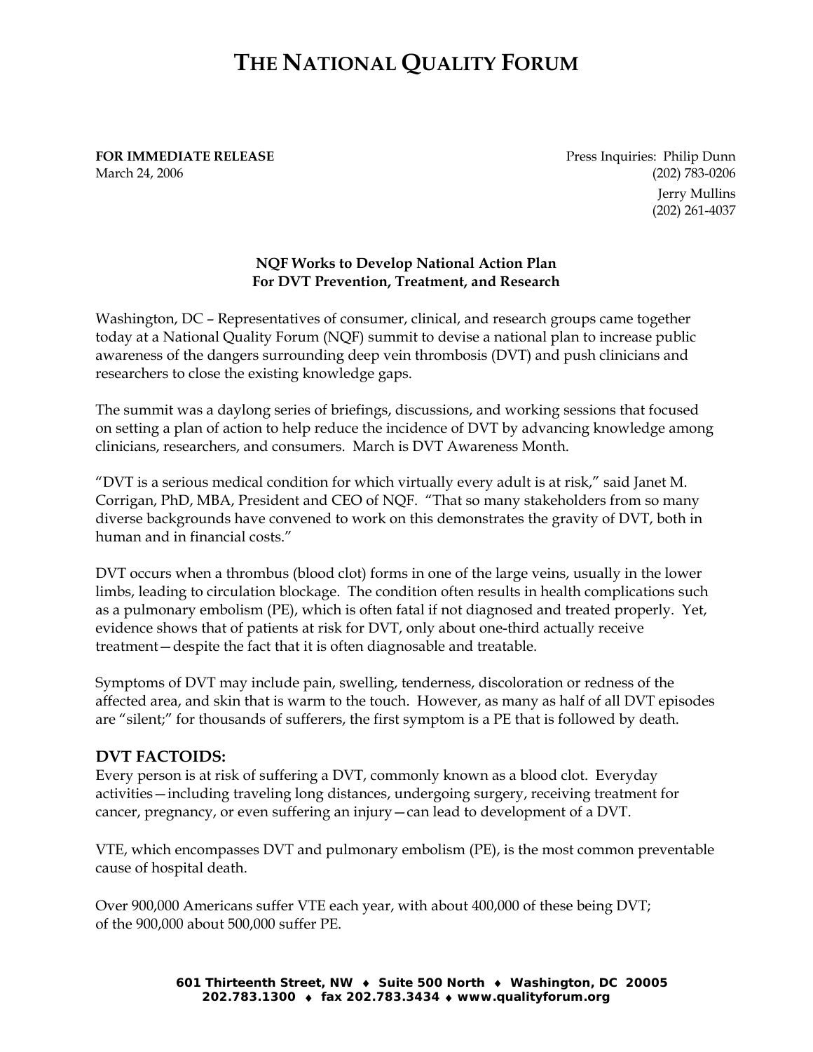# THE NATIONAL QUALITY FORUM

**FOR IMMEDIATE RELEASE**
March 24, 2006

Press Inquiries: Philip Dunn
(202) 783-0206
Jerry Mullins
(202) 261-4037

**NQF Works to Develop National Action Plan**
**For DVT Prevention, Treatment, and Research**

Washington, DC – Representatives of consumer, clinical, and research groups came together today at a National Quality Forum (NQF) summit to devise a national plan to increase public awareness of the dangers surrounding deep vein thrombosis (DVT) and push clinicians and researchers to close the existing knowledge gaps.

The summit was a daylong series of briefings, discussions, and working sessions that focused on setting a plan of action to help reduce the incidence of DVT by advancing knowledge among clinicians, researchers, and consumers. March is DVT Awareness Month.

"DVT is a serious medical condition for which virtually every adult is at risk," said Janet M. Corrigan, PhD, MBA, President and CEO of NQF. "That so many stakeholders from so many diverse backgrounds have convened to work on this demonstrates the gravity of DVT, both in human and in financial costs."

DVT occurs when a thrombus (blood clot) forms in one of the large veins, usually in the lower limbs, leading to circulation blockage. The condition often results in health complications such as a pulmonary embolism (PE), which is often fatal if not diagnosed and treated properly. Yet, evidence shows that of patients at risk for DVT, only about one-third actually receive treatment—despite the fact that it is often diagnosable and treatable.

Symptoms of DVT may include pain, swelling, tenderness, discoloration or redness of the affected area, and skin that is warm to the touch. However, as many as half of all DVT episodes are "silent;" for thousands of sufferers, the first symptom is a PE that is followed by death.

## DVT FACTOIDS:

Every person is at risk of suffering a DVT, commonly known as a blood clot. Everyday activities—including traveling long distances, undergoing surgery, receiving treatment for cancer, pregnancy, or even suffering an injury—can lead to development of a DVT.

VTE, which encompasses DVT and pulmonary embolism (PE), is the most common preventable cause of hospital death.

Over 900,000 Americans suffer VTE each year, with about 400,000 of these being DVT; of the 900,000 about 500,000 suffer PE.

**601 Thirteenth Street, NW ♦ Suite 500 North ♦ Washington, DC 20005**
**202.783.1300 ♦ fax 202.783.3434 ♦ www.qualityforum.org**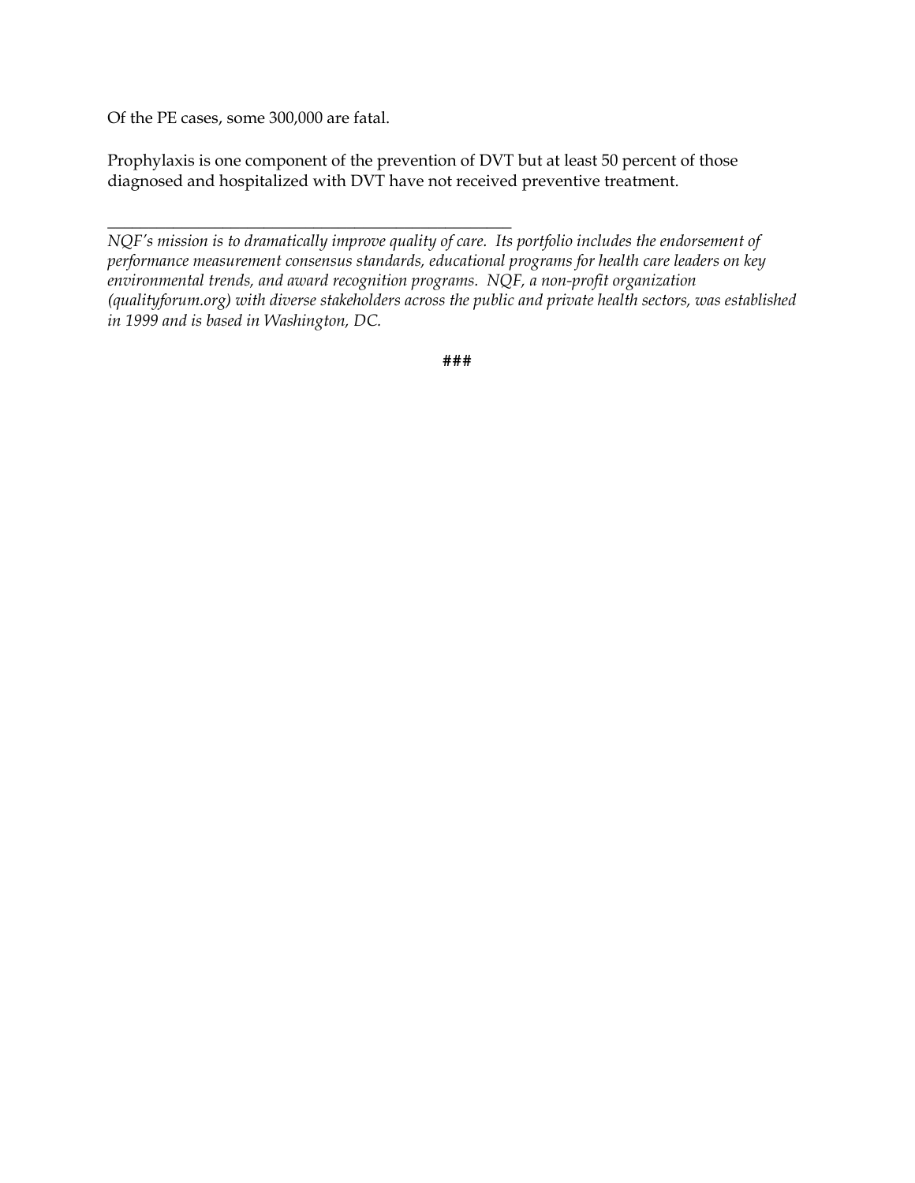Of the PE cases, some 300,000 are fatal.

Prophylaxis is one component of the prevention of DVT but at least 50 percent of those diagnosed and hospitalized with DVT have not received preventive treatment.

---

*NQF's mission is to dramatically improve quality of care. Its portfolio includes the endorsement of performance measurement consensus standards, educational programs for health care leaders on key environmental trends, and award recognition programs. NQF, a non-profit organization (qualityforum.org) with diverse stakeholders across the public and private health sectors, was established in 1999 and is based in Washington, DC.*

###